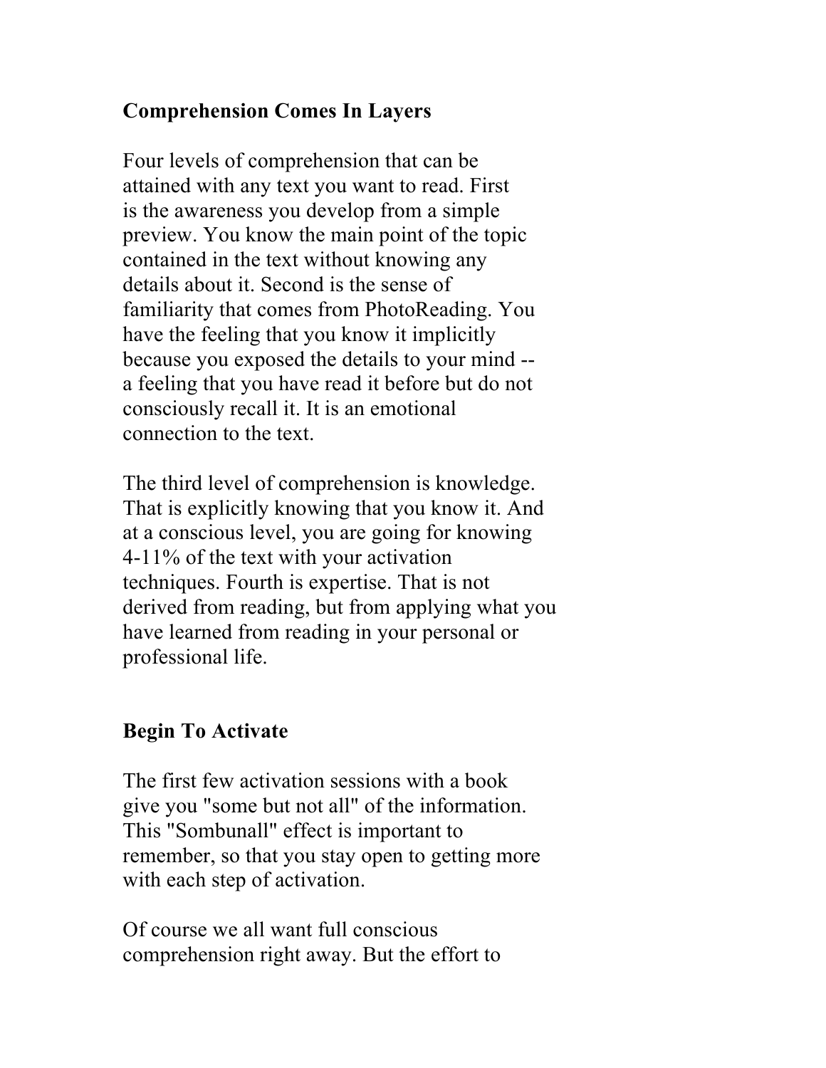## Comprehension Comes In Layers

Four levels of comprehension that can be attained with any text you want to read. First is the awareness you develop from a simple preview. You know the main point of the topic contained in the text without knowing any details about it. Second is the sense of familiarity that comes from PhotoReading. You have the feeling that you know it implicitly because you exposed the details to your mind -- a feeling that you have read it before but do not consciously recall it. It is an emotional connection to the text.

The third level of comprehension is knowledge. That is explicitly knowing that you know it. And at a conscious level, you are going for knowing 4-11% of the text with your activation techniques. Fourth is expertise. That is not derived from reading, but from applying what you have learned from reading in your personal or professional life.

## Begin To Activate

The first few activation sessions with a book give you "some but not all" of the information. This "Sombunall" effect is important to remember, so that you stay open to getting more with each step of activation.

Of course we all want full conscious comprehension right away. But the effort to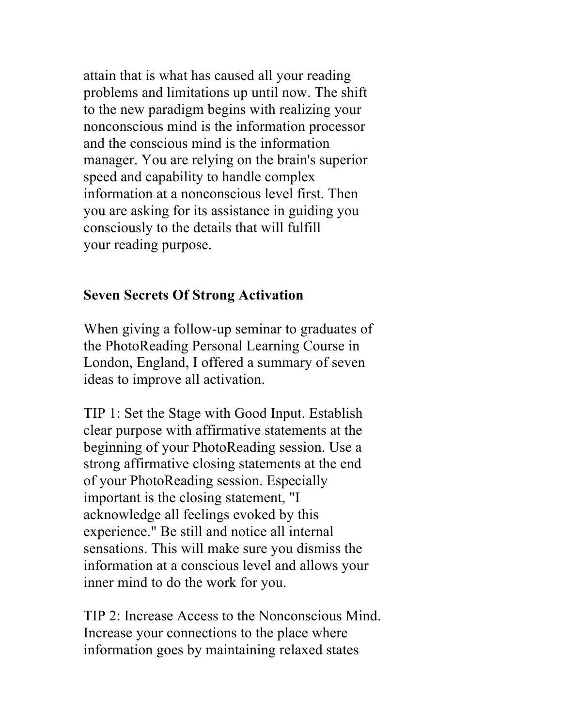attain that is what has caused all your reading problems and limitations up until now. The shift to the new paradigm begins with realizing your nonconscious mind is the information processor and the conscious mind is the information manager. You are relying on the brain's superior speed and capability to handle complex information at a nonconscious level first. Then you are asking for its assistance in guiding you consciously to the details that will fulfill your reading purpose.

## Seven Secrets Of Strong Activation

When giving a follow-up seminar to graduates of the PhotoReading Personal Learning Course in London, England, I offered a summary of seven ideas to improve all activation.

TIP 1: Set the Stage with Good Input. Establish clear purpose with affirmative statements at the beginning of your PhotoReading session. Use a strong affirmative closing statements at the end of your PhotoReading session. Especially important is the closing statement, "I acknowledge all feelings evoked by this experience." Be still and notice all internal sensations. This will make sure you dismiss the information at a conscious level and allows your inner mind to do the work for you.

TIP 2: Increase Access to the Nonconscious Mind. Increase your connections to the place where information goes by maintaining relaxed states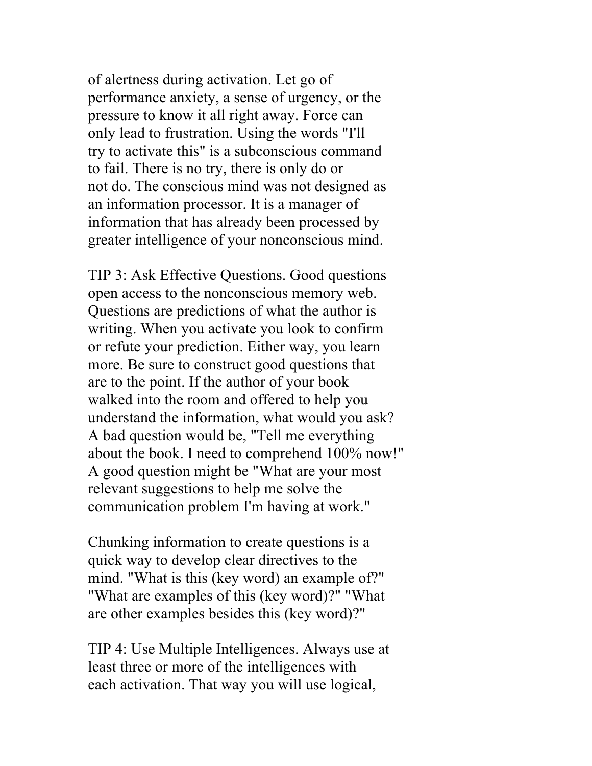of alertness during activation. Let go of performance anxiety, a sense of urgency, or the pressure to know it all right away. Force can only lead to frustration. Using the words "I'll try to activate this" is a subconscious command to fail. There is no try, there is only do or not do. The conscious mind was not designed as an information processor. It is a manager of information that has already been processed by greater intelligence of your nonconscious mind.

TIP 3: Ask Effective Questions. Good questions open access to the nonconscious memory web. Questions are predictions of what the author is writing. When you activate you look to confirm or refute your prediction. Either way, you learn more. Be sure to construct good questions that are to the point. If the author of your book walked into the room and offered to help you understand the information, what would you ask? A bad question would be, "Tell me everything about the book. I need to comprehend 100% now!" A good question might be "What are your most relevant suggestions to help me solve the communication problem I'm having at work."

Chunking information to create questions is a quick way to develop clear directives to the mind. "What is this (key word) an example of?" "What are examples of this (key word)?" "What are other examples besides this (key word)?"

TIP 4: Use Multiple Intelligences. Always use at least three or more of the intelligences with each activation. That way you will use logical,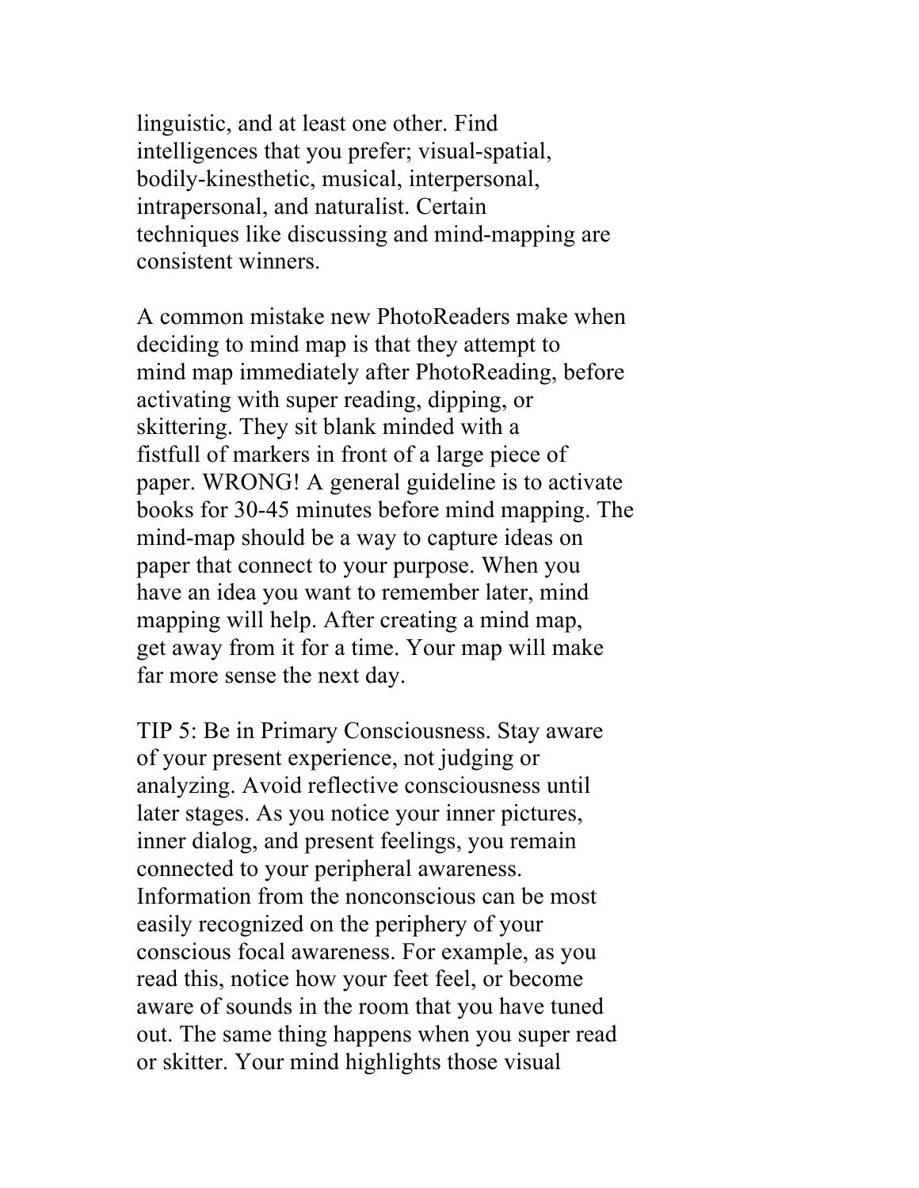linguistic, and at least one other. Find intelligences that you prefer; visual-spatial, bodily-kinesthetic, musical, interpersonal, intrapersonal, and naturalist. Certain techniques like discussing and mind-mapping are consistent winners.

A common mistake new PhotoReaders make when deciding to mind map is that they attempt to mind map immediately after PhotoReading, before activating with super reading, dipping, or skittering. They sit blank minded with a fistfull of markers in front of a large piece of paper. WRONG! A general guideline is to activate books for 30-45 minutes before mind mapping. The mind-map should be a way to capture ideas on paper that connect to your purpose. When you have an idea you want to remember later, mind mapping will help. After creating a mind map, get away from it for a time. Your map will make far more sense the next day.

TIP 5: Be in Primary Consciousness. Stay aware of your present experience, not judging or analyzing. Avoid reflective consciousness until later stages. As you notice your inner pictures, inner dialog, and present feelings, you remain connected to your peripheral awareness. Information from the nonconscious can be most easily recognized on the periphery of your conscious focal awareness. For example, as you read this, notice how your feet feel, or become aware of sounds in the room that you have tuned out. The same thing happens when you super read or skitter. Your mind highlights those visual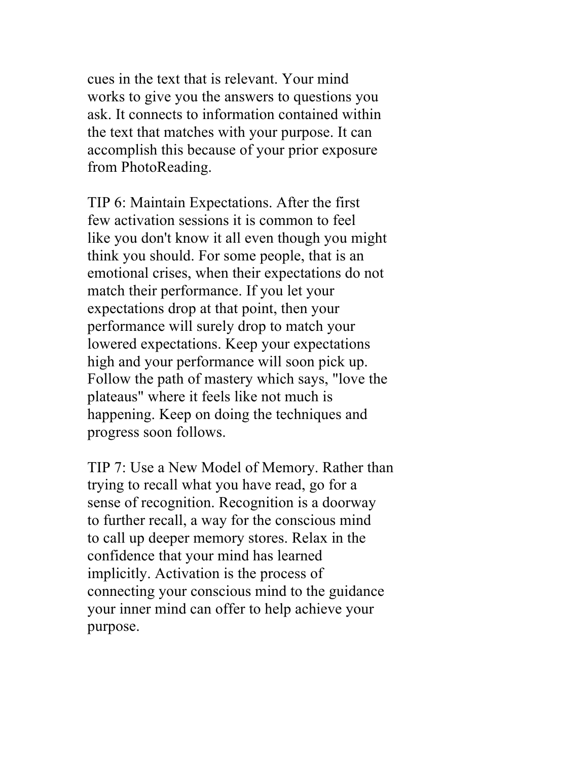cues in the text that is relevant. Your mind works to give you the answers to questions you ask. It connects to information contained within the text that matches with your purpose. It can accomplish this because of your prior exposure from PhotoReading.

TIP 6: Maintain Expectations. After the first few activation sessions it is common to feel like you don't know it all even though you might think you should. For some people, that is an emotional crises, when their expectations do not match their performance. If you let your expectations drop at that point, then your performance will surely drop to match your lowered expectations. Keep your expectations high and your performance will soon pick up. Follow the path of mastery which says, "love the plateaus" where it feels like not much is happening. Keep on doing the techniques and progress soon follows.

TIP 7: Use a New Model of Memory. Rather than trying to recall what you have read, go for a sense of recognition. Recognition is a doorway to further recall, a way for the conscious mind to call up deeper memory stores. Relax in the confidence that your mind has learned implicitly. Activation is the process of connecting your conscious mind to the guidance your inner mind can offer to help achieve your purpose.